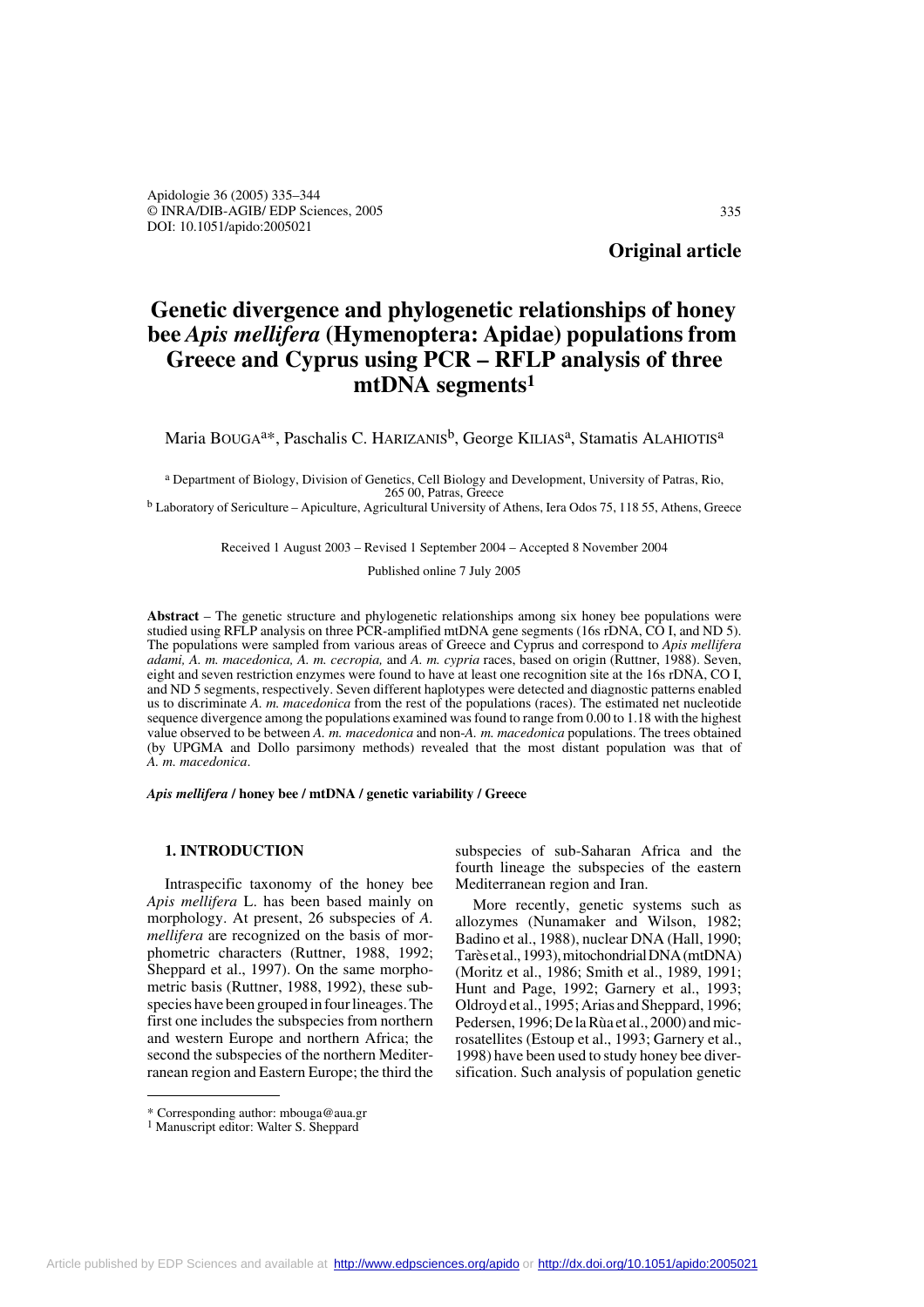**Original article**

# Genetic divergence and phylogenetic relationships of honey bee *Apis mellifera* (Hymenoptera: Apidae) populations from Greece and Cyprus using PCR – RFLP analysis of three mtDNA segments[1]

Maria BOUGA[a]*, Paschalis C. HARIZANIS[b], George KILIAS[a], Stamatis ALAHIOTIS[a]

[a] Department of Biology, Division of Genetics, Cell Biology and Development, University of Patras, Rio, 265 00, Patras, Greece

[b] Laboratory of Sericulture – Apiculture, Agricultural University of Athens, Iera Odos 75, 118 55, Athens, Greece

Received 1 August 2003 – Revised 1 September 2004 – Accepted 8 November 2004

Published online 7 July 2005

**Abstract** – The genetic structure and phylogenetic relationships among six honey bee populations were studied using RFLP analysis on three PCR-amplified mtDNA gene segments (16s rDNA, CO I, and ND 5). The populations were sampled from various areas of Greece and Cyprus and correspond to *Apis mellifera adami, A. m. macedonica, A. m. cecropia,* and *A. m. cypria* races, based on origin (Ruttner, 1988). Seven, eight and seven restriction enzymes were found to have at least one recognition site at the 16s rDNA, CO I, and ND 5 segments, respectively. Seven different haplotypes were detected and diagnostic patterns enabled us to discriminate *A. m. macedonica* from the rest of the populations (races). The estimated net nucleotide sequence divergence among the populations examined was found to range from 0.00 to 1.18 with the highest value observed to be between *A. m. macedonica* and non-*A. m. macedonica* populations. The trees obtained (by UPGMA and Dollo parsimony methods) revealed that the most distant population was that of *A. m. macedonica*.

***Apis mellifera* / honey bee / mtDNA / genetic variability / Greece**

## 1. INTRODUCTION

Intraspecific taxonomy of the honey bee *Apis mellifera* L. has been based mainly on morphology. At present, 26 subspecies of *A. mellifera* are recognized on the basis of morphometric characters (Ruttner, 1988, 1992; Sheppard et al., 1997). On the same morphometric basis (Ruttner, 1988, 1992), these subspecies have been grouped in four lineages. The first one includes the subspecies from northern and western Europe and northern Africa; the second the subspecies of the northern Mediterranean region and Eastern Europe; the third the subspecies of sub-Saharan Africa and the fourth lineage the subspecies of the eastern Mediterranean region and Iran.

More recently, genetic systems such as allozymes (Nunamaker and Wilson, 1982; Badino et al., 1988), nuclear DNA (Hall, 1990; Tarès et al., 1993), mitochondrial DNA (mtDNA) (Moritz et al., 1986; Smith et al., 1989, 1991; Hunt and Page, 1992; Garnery et al., 1993; Oldroyd et al., 1995; Arias and Sheppard, 1996; Pedersen, 1996; De la Rùa et al., 2000) and microsatellites (Estoup et al., 1993; Garnery et al., 1998) have been used to study honey bee diversification. Such analysis of population genetic

\* Corresponding author: mbouga@aua.gr

[1] Manuscript editor: Walter S. Sheppard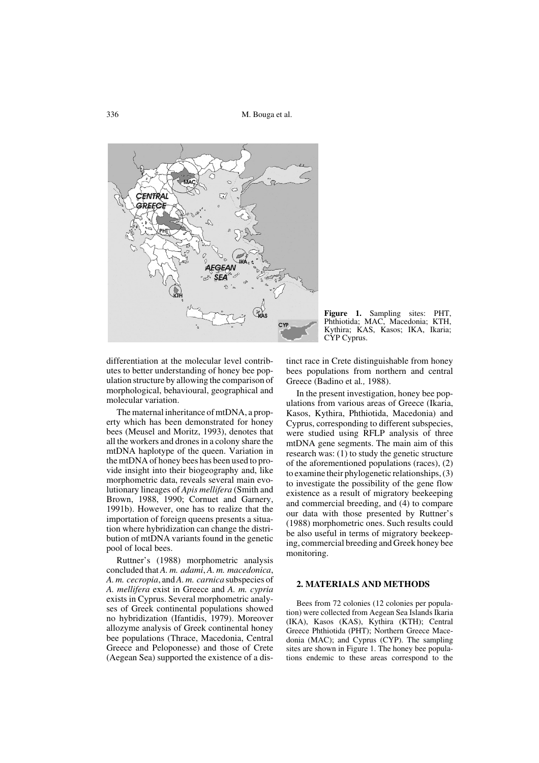**Figure 1.** Sampling sites: PHT, Phthiotida; MAC, Macedonia; KTH, Kythira; KAS, Kasos; IKA, Ikaria; CYP Cyprus.

differentiation at the molecular level contributes to better understanding of honey bee population structure by allowing the comparison of morphological, behavioural, geographical and molecular variation.

The maternal inheritance of mtDNA, a property which has been demonstrated for honey bees (Meusel and Moritz, 1993), denotes that all the workers and drones in a colony share the mtDNA haplotype of the queen. Variation in the mtDNA of honey bees has been used to provide insight into their biogeography and, like morphometric data, reveals several main evolutionary lineages of *Apis mellifera* (Smith and Brown, 1988, 1990; Cornuet and Garnery, 1991b). However, one has to realize that the importation of foreign queens presents a situation where hybridization can change the distribution of mtDNA variants found in the genetic pool of local bees.

Ruttner's (1988) morphometric analysis concluded that *A. m. adami*, *A. m. macedonica*, *A. m. cecropia*, and *A. m. carnica* subspecies of *A. mellifera* exist in Greece and *A. m. cypria* exists in Cyprus. Several morphometric analyses of Greek continental populations showed no hybridization (Ifantidis, 1979). Moreover allozyme analysis of Greek continental honey bee populations (Thrace, Macedonia, Central Greece and Peloponesse) and those of Crete (Aegean Sea) supported the existence of a distinct race in Crete distinguishable from honey bees populations from northern and central Greece (Badino et al., 1988).

In the present investigation, honey bee populations from various areas of Greece (Ikaria, Kasos, Kythira, Phthiotida, Macedonia) and Cyprus, corresponding to different subspecies, were studied using RFLP analysis of three mtDNA gene segments. The main aim of this research was: (1) to study the genetic structure of the aforementioned populations (races), (2) to examine their phylogenetic relationships, (3) to investigate the possibility of the gene flow existence as a result of migratory beekeeping and commercial breeding, and (4) to compare our data with those presented by Ruttner's (1988) morphometric ones. Such results could be also useful in terms of migratory beekeeping, commercial breeding and Greek honey bee monitoring.

## 2. MATERIALS AND METHODS

Bees from 72 colonies (12 colonies per population) were collected from Aegean Sea Islands Ikaria (IKA), Kasos (KAS), Kythira (KTH); Central Greece Phthiotida (PHT); Northern Greece Macedonia (MAC); and Cyprus (CYP). The sampling sites are shown in Figure 1. The honey bee populations endemic to these areas correspond to the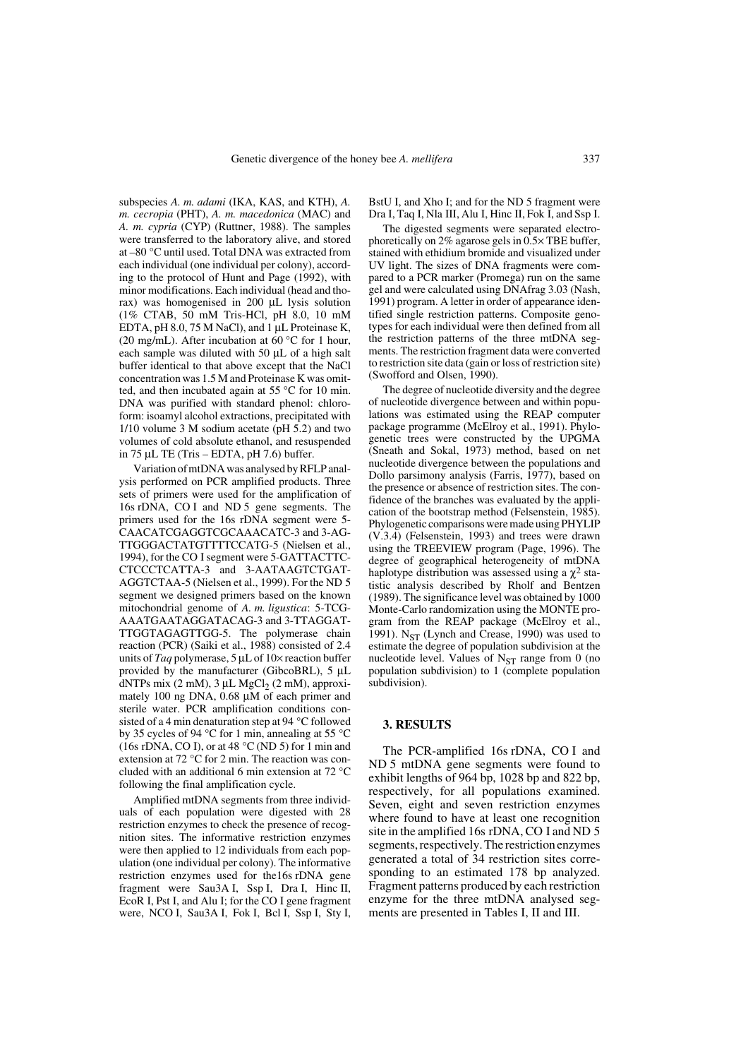subspecies *A. m. adami* (IKA, KAS, and KTH), *A. m. cecropia* (PHT), *A. m. macedonica* (MAC) and *A. m. cypria* (CYP) (Ruttner, 1988). The samples were transferred to the laboratory alive, and stored at –80 °C until used. Total DNA was extracted from each individual (one individual per colony), according to the protocol of Hunt and Page (1992), with minor modifications. Each individual (head and thorax) was homogenised in 200 µL lysis solution (1% CTAB, 50 mM Tris-HCl, pH 8.0, 10 mM EDTA, pH 8.0, 75 M NaCl), and 1 µL Proteinase K, (20 mg/mL). After incubation at 60 °C for 1 hour, each sample was diluted with 50 µL of a high salt buffer identical to that above except that the NaCl concentration was 1.5 M and Proteinase K was omitted, and then incubated again at 55 °C for 10 min. DNA was purified with standard phenol: chloroform: isoamyl alcohol extractions, precipitated with 1/10 volume 3 M sodium acetate (pH 5.2) and two volumes of cold absolute ethanol, and resuspended in 75 µL TE (Tris – EDTA, pH 7.6) buffer.

Variation of mtDNA was analysed by RFLP analysis performed on PCR amplified products. Three sets of primers were used for the amplification of 16s rDNA, CO I and ND 5 gene segments. The primers used for the 16s rDNA segment were 5-CAACATCGAGGTCGCAAACATC-3 and 3-AGTTGGGACTATGTTTTCCATG-5 (Nielsen et al., 1994), for the CO I segment were 5-GATTACTTCCTCCCTCATTA-3 and 3-AATAAGTCTGATAGGTCTAA-5 (Nielsen et al., 1999). For the ND 5 segment we designed primers based on the known mitochondrial genome of *A. m. ligustica*: 5-TCGAAATGAATAGGATACAG-3 and 3-TTAGGATTTGGTAGAGTTGG-5. The polymerase chain reaction (PCR) (Saiki et al., 1988) consisted of 2.4 units of *Taq* polymerase, 5 µL of 10× reaction buffer provided by the manufacturer (GibcoBRL), 5 µL dNTPs mix (2 mM), 3 µL $MgCl_2$ (2 mM), approximately 100 ng DNA, 0.68 µM of each primer and sterile water. PCR amplification conditions consisted of a 4 min denaturation step at 94 °C followed by 35 cycles of 94 °C for 1 min, annealing at 55 °C (16s rDNA, CO I), or at 48 °C (ND 5) for 1 min and extension at 72 °C for 2 min. The reaction was concluded with an additional 6 min extension at 72 °C following the final amplification cycle.

Amplified mtDNA segments from three individuals of each population were digested with 28 restriction enzymes to check the presence of recognition sites. The informative restriction enzymes were then applied to 12 individuals from each population (one individual per colony). The informative restriction enzymes used for the16s rDNA gene fragment were Sau3A I, Ssp I, Dra I, Hinc II, EcoR I, Pst I, and Alu I; for the CO I gene fragment were, NCO I, Sau3A I, Fok I, Bcl I, Ssp I, Sty I, BstU I, and Xho I; and for the ND 5 fragment were Dra I, Taq I, Nla III, Alu I, Hinc II, Fok I, and Ssp I.

The digested segments were separated electrophoretically on 2% agarose gels in 0.5× TBE buffer, stained with ethidium bromide and visualized under UV light. The sizes of DNA fragments were compared to a PCR marker (Promega) run on the same gel and were calculated using DNAfrag 3.03 (Nash, 1991) program. A letter in order of appearance identified single restriction patterns. Composite genotypes for each individual were then defined from all the restriction patterns of the three mtDNA segments. The restriction fragment data were converted to restriction site data (gain or loss of restriction site) (Swofford and Olsen, 1990).

The degree of nucleotide diversity and the degree of nucleotide divergence between and within populations was estimated using the REAP computer package programme (McElroy et al., 1991). Phylogenetic trees were constructed by the UPGMA (Sneath and Sokal, 1973) method, based on net nucleotide divergence between the populations and Dollo parsimony analysis (Farris, 1977), based on the presence or absence of restriction sites. The confidence of the branches was evaluated by the application of the bootstrap method (Felsenstein, 1985). Phylogenetic comparisons were made using PHYLIP (V.3.4) (Felsenstein, 1993) and trees were drawn using the TREEVIEW program (Page, 1996). The degree of geographical heterogeneity of mtDNA haplotype distribution was assessed using a $\chi^2$ statistic analysis described by Rholf and Bentzen (1989). The significance level was obtained by 1000 Monte-Carlo randomization using the MONTE program from the REAP package (McElroy et al., 1991). $N_{ST}$ (Lynch and Crease, 1990) was used to estimate the degree of population subdivision at the nucleotide level. Values of $N_{ST}$ range from 0 (no population subdivision) to 1 (complete population subdivision).

## 3. RESULTS

The PCR-amplified 16s rDNA, CO I and ND 5 mtDNA gene segments were found to exhibit lengths of 964 bp, 1028 bp and 822 bp, respectively, for all populations examined. Seven, eight and seven restriction enzymes where found to have at least one recognition site in the amplified 16s rDNA, CO I and ND 5 segments, respectively. The restriction enzymes generated a total of 34 restriction sites corresponding to an estimated 178 bp analyzed. Fragment patterns produced by each restriction enzyme for the three mtDNA analysed segments are presented in Tables I, II and III.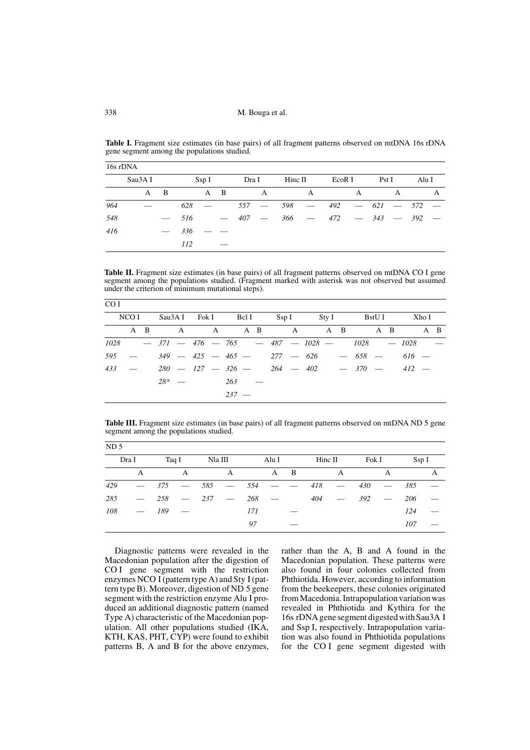**Table I.** Fragment size estimates (in base pairs) of all fragment patterns observed on mtDNA 16s rDNA gene segment among the populations studied.

| 16s rDNA | | | | | | | | | | | | | | | |
|---|---|---|---|---|---|---|---|---|---|---|---|---|---|---|---|
| Sau3A I | | | Ssp I | | | Dra I | | Hinc II | | EcoR I | | Pst I | | Alu I | |
| | A | B | | A | B | | A | | A | | A | | A | | A |
| *964* | — | | *628* | — | | *557* | — | *598* | — | *492* | — | *621* | — | *572* | — |
| *548* | | — | *516* | | — | *407* | — | *366* | — | *472* | — | *343* | — | *392* | — |
| *416* | | — | *336* | — | — | | | | | | | | | | |
| | | | *112* | | — | | | | | | | | | | |

**Table II.** Fragment size estimates (in base pairs) of all fragment patterns observed on mtDNA CO I gene segment among the populations studied. (Fragment marked with asterisk was not observed but assumed under the criterion of minimum mutational steps).

| CO I | | | | | | | | | | | | | | | | | | | | |
|---|---|---|---|---|---|---|---|---|---|---|---|---|---|---|---|---|---|---|---|---|
| NCO I | | | Sau3A I | | Fok I | | Bcl I | | | Ssp I | | Sty I | | | BstU I | | | Xho I | | |
| | A | B | | A | | A | | A | B | | A | | A | B | | A | B | | A | B |
| *1028* | | — | *371* | — | *476* | — | *765* | | — | *487* | — | *1028* | — | | *1028* | | — | *1028* | | — |
| *595* | — | | *349* | — | *425* | — | *465* | — | | *277* | — | *626* | | — | *658* | — | | *616* | — | |
| *433* | — | | *280* | — | *127* | — | *326* | — | | *264* | — | *402* | | — | *370* | — | | *412* | — | |
| | | | *28\** | — | | | *263* | | — | | | | | | | | | | | |
| | | | | | | | *237* | — | | | | | | | | | | | | |

**Table III.** Fragment size estimates (in base pairs) of all fragment patterns observed on mtDNA ND 5 gene segment among the populations studied.

| ND 5 | | | | | | | | | | | | | | |
|---|---|---|---|---|---|---|---|---|---|---|---|---|---|---|
| Dra I | | Taq I | | Nla III | | Alu I | | | Hinc II | | Fok I | | Ssp I | |
| | A | | A | | A | | A | B | | A | | A | | A |
| *429* | — | *375* | — | *585* | — | *554* | — | — | *418* | — | *430* | — | *385* | — |
| *285* | — | *258* | — | *237* | — | *268* | — | | *404* | — | *392* | — | *206* | — |
| *108* | — | *189* | — | | | *171* | | — | | | | | *124* | — |
| | | | | | | *97* | | — | | | | | *107* | — |

Diagnostic patterns were revealed in the Macedonian population after the digestion of CO I gene segment with the restriction enzymes NCO I (pattern type A) and Sty I (pattern type B). Moreover, digestion of ND 5 gene segment with the restriction enzyme Alu I produced an additional diagnostic pattern (named Type A) characteristic of the Macedonian population. All other populations studied (IKA, KTH, KAS, PHT, CYP) were found to exhibit patterns B, A and B for the above enzymes, rather than the A, B and A found in the Macedonian population. These patterns were also found in four colonies collected from Phthiotida. However, according to information from the beekeepers, these colonies originated from Macedonia. Intrapopulation variation was revealed in Phthiotida and Kythira for the 16s rDNA gene segment digested with Sau3A I and Ssp I, respectively. Intrapopulation variation was also found in Phthiotida populations for the CO I gene segment digested with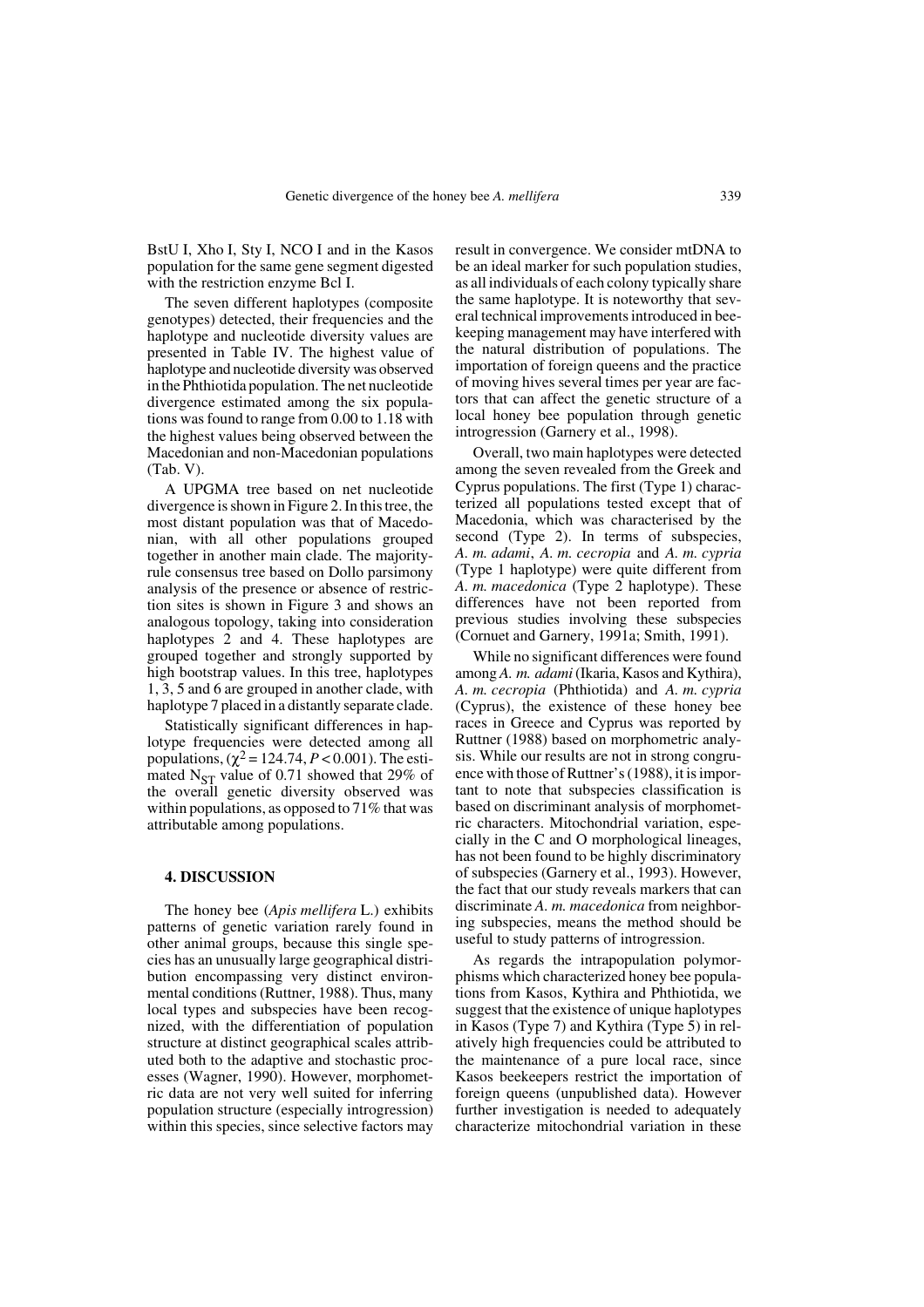BstU I, Xho I, Sty I, NCO I and in the Kasos population for the same gene segment digested with the restriction enzyme Bcl I.

The seven different haplotypes (composite genotypes) detected, their frequencies and the haplotype and nucleotide diversity values are presented in Table IV. The highest value of haplotype and nucleotide diversity was observed in the Phthiotida population. The net nucleotide divergence estimated among the six populations was found to range from 0.00 to 1.18 with the highest values being observed between the Macedonian and non-Macedonian populations (Tab. V).

A UPGMA tree based on net nucleotide divergence is shown in Figure 2. In this tree, the most distant population was that of Macedonian, with all other populations grouped together in another main clade. The majority-rule consensus tree based on Dollo parsimony analysis of the presence or absence of restriction sites is shown in Figure 3 and shows an analogous topology, taking into consideration haplotypes 2 and 4. These haplotypes are grouped together and strongly supported by high bootstrap values. In this tree, haplotypes 1, 3, 5 and 6 are grouped in another clade, with haplotype 7 placed in a distantly separate clade.

Statistically significant differences in haplotype frequencies were detected among all populations, ($\chi^2 = 124.74$, $P < 0.001$). The estimated $N_{ST}$ value of 0.71 showed that 29% of the overall genetic diversity observed was within populations, as opposed to 71% that was attributable among populations.

## 4. DISCUSSION

The honey bee (*Apis mellifera* L.) exhibits patterns of genetic variation rarely found in other animal groups, because this single species has an unusually large geographical distribution encompassing very distinct environmental conditions (Ruttner, 1988). Thus, many local types and subspecies have been recognized, with the differentiation of population structure at distinct geographical scales attributed both to the adaptive and stochastic processes (Wagner, 1990). However, morphometric data are not very well suited for inferring population structure (especially introgression) within this species, since selective factors may result in convergence. We consider mtDNA to be an ideal marker for such population studies, as all individuals of each colony typically share the same haplotype. It is noteworthy that several technical improvements introduced in beekeeping management may have interfered with the natural distribution of populations. The importation of foreign queens and the practice of moving hives several times per year are factors that can affect the genetic structure of a local honey bee population through genetic introgression (Garnery et al., 1998).

Overall, two main haplotypes were detected among the seven revealed from the Greek and Cyprus populations. The first (Type 1) characterized all populations tested except that of Macedonia, which was characterised by the second (Type 2). In terms of subspecies, *A. m. adami*, *A. m. cecropia* and *A. m. cypria* (Type 1 haplotype) were quite different from *A. m. macedonica* (Type 2 haplotype). These differences have not been reported from previous studies involving these subspecies (Cornuet and Garnery, 1991a; Smith, 1991).

While no significant differences were found among *A. m. adami* (Ikaria, Kasos and Kythira), *A. m. cecropia* (Phthiotida) and *A. m. cypria* (Cyprus), the existence of these honey bee races in Greece and Cyprus was reported by Ruttner (1988) based on morphometric analysis. While our results are not in strong congruence with those of Ruttner's (1988), it is important to note that subspecies classification is based on discriminant analysis of morphometric characters. Mitochondrial variation, especially in the C and O morphological lineages, has not been found to be highly discriminatory of subspecies (Garnery et al., 1993). However, the fact that our study reveals markers that can discriminate *A. m. macedonica* from neighboring subspecies, means the method should be useful to study patterns of introgression.

As regards the intrapopulation polymorphisms which characterized honey bee populations from Kasos, Kythira and Phthiotida, we suggest that the existence of unique haplotypes in Kasos (Type 7) and Kythira (Type 5) in relatively high frequencies could be attributed to the maintenance of a pure local race, since Kasos beekeepers restrict the importation of foreign queens (unpublished data). However further investigation is needed to adequately characterize mitochondrial variation in these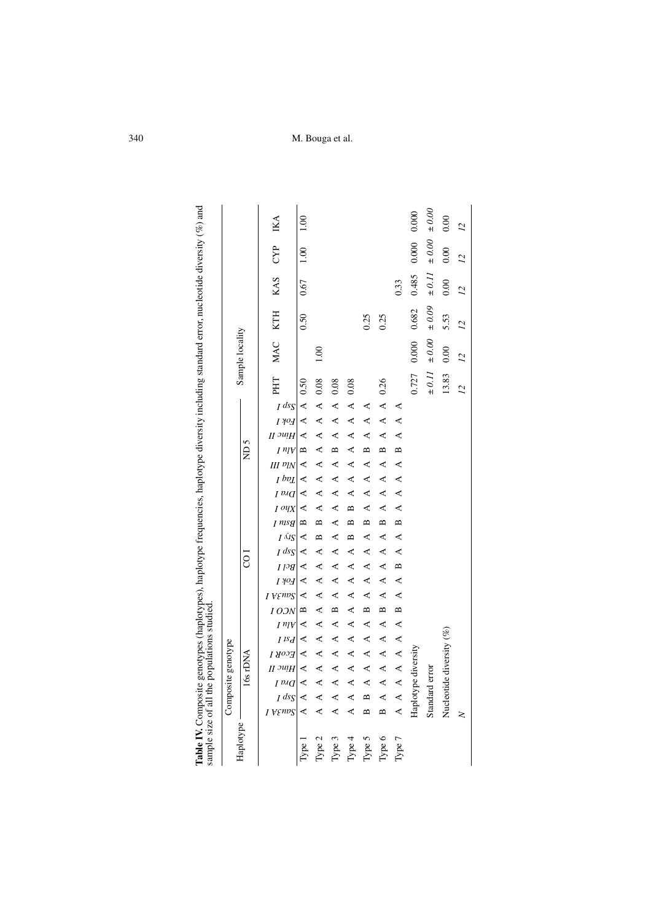**Table IV.** Composite genotypes (haplotypes), haplotype frequencies, haplotype diversity including standard error, nucleotide diversity (%) and sample size of all the populations studied.

| Haplotype | Composite genotype | | | | | | | | | | | | | | | | | | | | | | Sample locality | | | | | |
|---|---|---|---|---|---|---|---|---|---|---|---|---|---|---|---|---|---|---|---|---|---|---|---|---|---|---|---|---|
| | 16s rDNA | | | | | | | COI | | | | | | | ND 5 | | | | | | | | | | | | | |
| | *Sau3A I* | *Ssp I* | *Dra I* | *Hinc II* | *EcoR I* | *Pst I* | *Alu I* | *NCO I* | *Sau3A I* | *Fok I* | *Bcl I* | *Ssp I* | *Sty I* | *Bsu I* | *Xho I* | *Dra I* | *Taq I* | *Nla III* | *Alu I* | *Hinc II* | *Fok I* | *Ssp I* | PHT | MAC | KTH | KAS | CYP | IKA |
| Type 1 | A | A | A | A | A | A | A | B | A | A | A | A | A | B | A | A | A | A | B | A | A | A | 0.50 | | 0.50 | 0.67 | 1.00 | 1.00 |
| Type 2 | A | A | A | A | A | A | A | A | A | A | A | B | A | B | A | A | A | A | A | A | A | A | 0.08 | 1.00 | | | | |
| Type 3 | A | A | A | A | A | A | A | B | A | A | A | A | A | A | A | A | A | A | B | A | A | A | 0.08 | | | | | |
| Type 4 | A | A | A | A | A | A | A | A | A | A | A | A | B | B | B | A | A | A | A | A | A | A | 0.08 | | | | | |
| Type 5 | B | B | A | A | A | A | A | B | A | A | A | A | A | B | A | A | A | A | B | A | A | A | | | 0.25 | | | |
| Type 6 | B | A | A | A | A | A | A | B | A | A | A | A | A | B | A | A | A | A | B | A | A | A | 0.26 | | 0.25 | | | |
| Type 7 | A | A | A | A | A | A | A | B | A | A | B | A | A | B | A | A | A | A | B | A | A | A | | | | 0.33 | | |
| | Haplotype diversity | | | | | | | | | | | | | | | | | | | | | | 0.727 | 0.000 | 0.682 | 0.485 | 0.000 | 0.000 |
| | Standard error | | | | | | | | | | | | | | | | | | | | | | *± 0.11* | *± 0.00* | *± 0.09* | *± 0.11* | *± 0.00* | *± 0.00* |
| | Nucleotide diversity (%) | | | | | | | | | | | | | | | | | | | | | | 13.83 | 0.00 | 5.53 | 0.00 | 0.00 | 0.00 |
| | *N* | | | | | | | | | | | | | | | | | | | | | | *12* | *12* | *12* | *12* | *12* | *12* |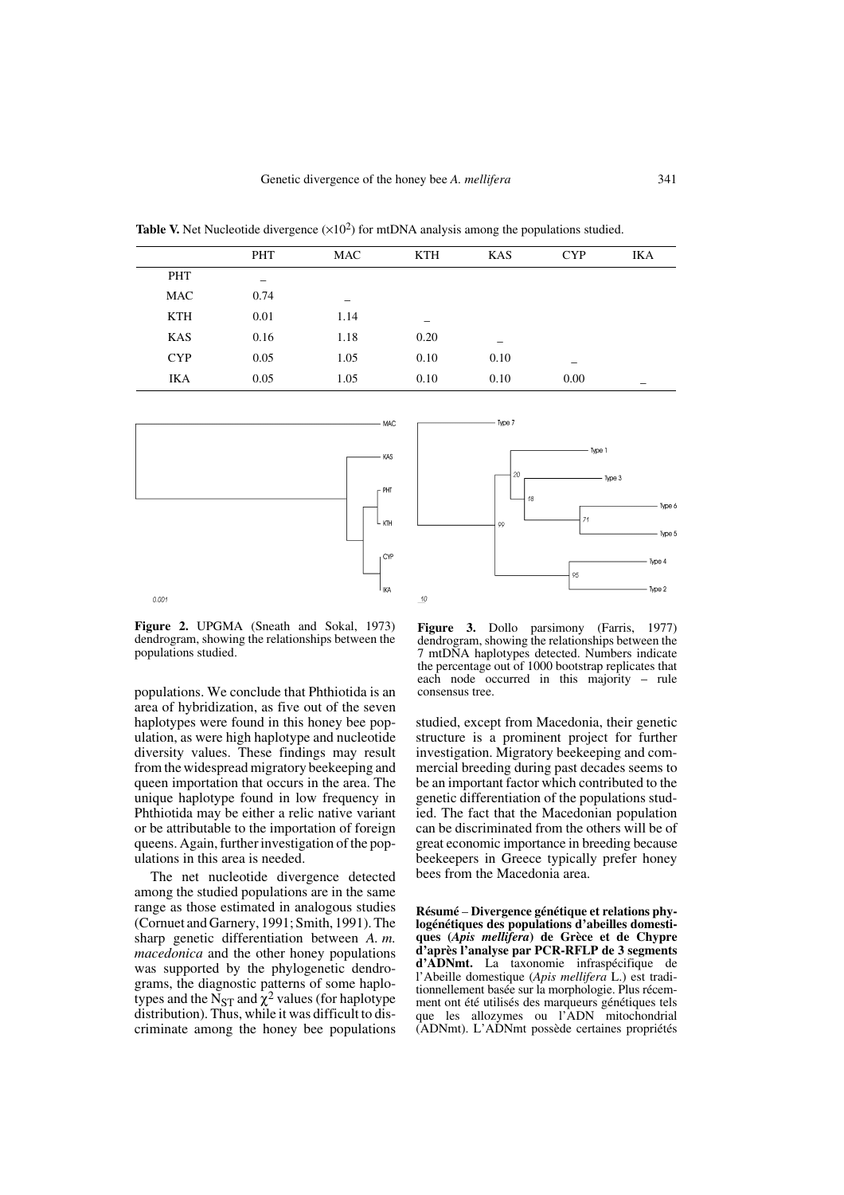**Table V.** Net Nucleotide divergence ($\times 10^2$) for mtDNA analysis among the populations studied.

| | PHT | MAC | KTH | KAS | CYP | IKA |
|---|---|---|---|---|---|---|
| PHT | – | | | | | |
| MAC | 0.74 | – | | | | |
| KTH | 0.01 | 1.14 | – | | | |
| KAS | 0.16 | 1.18 | 0.20 | – | | |
| CYP | 0.05 | 1.05 | 0.10 | 0.10 | – | |
| IKA | 0.05 | 1.05 | 0.10 | 0.10 | 0.00 | – |

**Figure 2.** UPGMA (Sneath and Sokal, 1973) dendrogram, showing the relationships between the populations studied.

**Figure 3.** Dollo parsimony (Farris, 1977) dendrogram, showing the relationships between the 7 mtDNA haplotypes detected. Numbers indicate the percentage out of 1000 bootstrap replicates that each node occurred in this majority – rule consensus tree.

populations. We conclude that Phthiotida is an area of hybridization, as five out of the seven haplotypes were found in this honey bee population, as were high haplotype and nucleotide diversity values. These findings may result from the widespread migratory beekeeping and queen importation that occurs in the area. The unique haplotype found in low frequency in Phthiotida may be either a relic native variant or be attributable to the importation of foreign queens. Again, further investigation of the populations in this area is needed.

The net nucleotide divergence detected among the studied populations are in the same range as those estimated in analogous studies (Cornuet and Garnery, 1991; Smith, 1991). The sharp genetic differentiation between *A. m. macedonica* and the other honey populations was supported by the phylogenetic dendrograms, the diagnostic patterns of some haplotypes and the $N_{ST}$ and $\chi^2$ values (for haplotype distribution). Thus, while it was difficult to discriminate among the honey bee populations studied, except from Macedonia, their genetic structure is a prominent project for further investigation. Migratory beekeeping and commercial breeding during past decades seems to be an important factor which contributed to the genetic differentiation of the populations studied. The fact that the Macedonian population can be discriminated from the others will be of great economic importance in breeding because beekeepers in Greece typically prefer honey bees from the Macedonia area.

**Résumé – Divergence génétique et relations phylogénétiques des populations d'abeilles domestiques (*Apis mellifera*) de Grèce et de Chypre d'après l'analyse par PCR-RFLP de 3 segments d'ADNmt.** La taxonomie infraspécifique de l'Abeille domestique (*Apis mellifera* L.) est traditionnellement basée sur la morphologie. Plus récemment ont été utilisés des marqueurs génétiques tels que les allozymes ou l'ADN mitochondrial (ADNmt). L'ADNmt possède certaines propriétés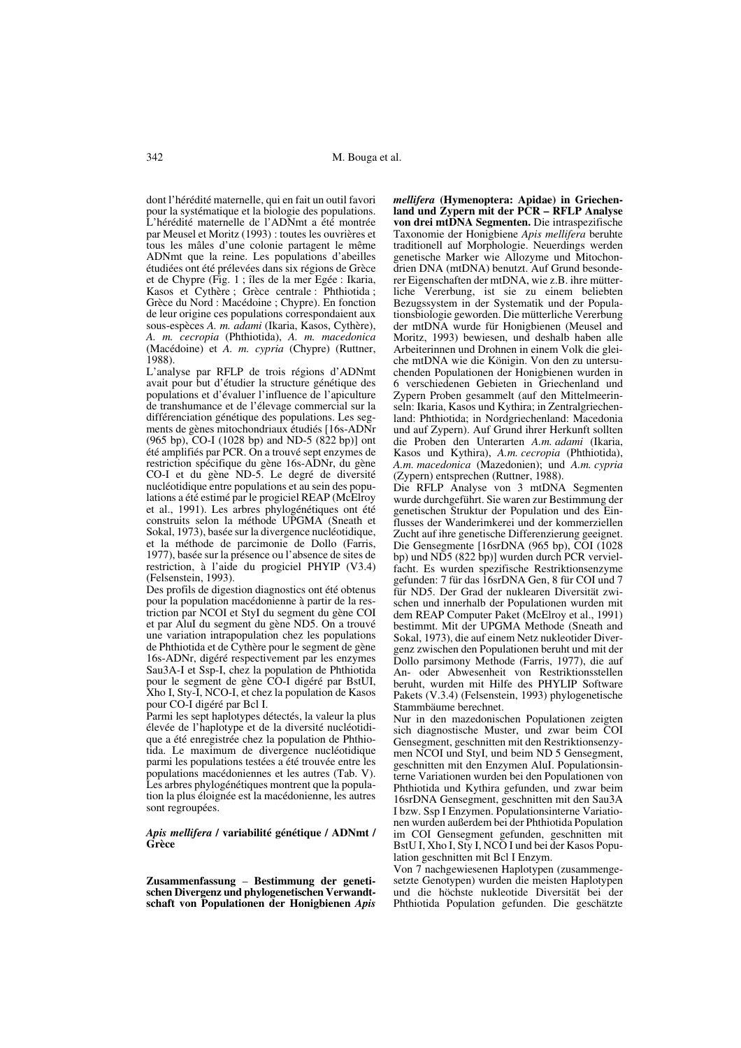dont l'hérédité maternelle, qui en fait un outil favori pour la systématique et la biologie des populations. L'hérédité maternelle de l'ADNmt a été montrée par Meusel et Moritz (1993) : toutes les ouvrières et tous les mâles d'une colonie partagent le même ADNmt que la reine. Les populations d'abeilles étudiées ont été prélevées dans six régions de Grèce et de Chypre (Fig. 1 ; îles de la mer Egée : Ikaria, Kasos et Cythère ; Grèce centrale : Phthiotida ; Grèce du Nord : Macédoine ; Chypre). En fonction de leur origine ces populations correspondaient aux sous-espèces *A. m. adami* (Ikaria, Kasos, Cythère), *A. m. cecropia* (Phthiotida), *A. m. macedonica* (Macédoine) et *A. m. cypria* (Chypre) (Ruttner, 1988).

L'analyse par RFLP de trois régions d'ADNmt avait pour but d'étudier la structure génétique des populations et d'évaluer l'influence de l'apiculture de transhumance et de l'élevage commercial sur la différenciation génétique des populations. Les segments de gènes mitochondriaux étudiés [16s-ADNr (965 bp), CO-I (1028 bp) and ND-5 (822 bp)] ont été amplifiés par PCR. On a trouvé sept enzymes de restriction spécifique du gène 16s-ADNr, du gène CO-I et du gène ND-5. Le degré de diversité nucléotidique entre populations et au sein des populations a été estimé par le progiciel REAP (McElroy et al., 1991). Les arbres phylogénétiques ont été construits selon la méthode UPGMA (Sneath et Sokal, 1973), basée sur la divergence nucléotidique, et la méthode de parcimonie de Dollo (Farris, 1977), basée sur la présence ou l'absence de sites de restriction, à l'aide du progiciel PHYIP (V3.4) (Felsenstein, 1993).

Des profils de digestion diagnostics ont été obtenus pour la population macédonienne à partir de la restriction par NCOI et StyI du segment du gène COI et par AluI du segment du gène ND5. On a trouvé une variation intrapopulation chez les populations de Phthiotida et de Cythère pour le segment de gène 16s-ADNr, digéré respectivement par les enzymes Sau3A-I et Ssp-I, chez la population de Phthiotida pour le segment de gène CO-I digéré par BstUI, Xho I, Sty-I, NCO-I, et chez la population de Kasos pour CO-I digéré par Bcl I.

Parmi les sept haplotypes détectés, la valeur la plus élevée de l'haplotype et de la diversité nucléotidique a été enregistrée chez la population de Phthiotida. Le maximum de divergence nucléotidique parmi les populations testées a été trouvée entre les populations macédoniennes et les autres (Tab. V). Les arbres phylogénétiques montrent que la population la plus éloignée est la macédonienne, les autres sont regroupées.

***Apis mellifera* / variabilité génétique / ADNmt / Grèce**

**Zusammenfassung – Bestimmung der genetischen Divergenz und phylogenetischen Verwandtschaft von Populationen der Honigbienen *Apis mellifera* (Hymenoptera: Apidae) in Griechenland und Zypern mit der PCR – RFLP Analyse von drei mtDNA Segmenten.** Die intraspezifische Taxonomie der Honigbiene *Apis mellifera* beruhte traditionell auf Morphologie. Neuerdings werden genetische Marker wie Allozyme und Mitochondrien DNA (mtDNA) benutzt. Auf Grund besonderer Eigenschaften der mtDNA, wie z.B. ihre mütterliche Vererbung, ist sie zu einem beliebten Bezugssystem in der Systematik und der Populationsbiologie geworden. Die mütterliche Vererbung der mtDNA wurde für Honigbienen (Meusel and Moritz, 1993) bewiesen, und deshalb haben alle Arbeiterinnen und Drohnen in einem Volk die gleiche mtDNA wie die Königin. Von den zu untersuchenden Populationen der Honigbienen wurden in 6 verschiedenen Gebieten in Griechenland und Zypern Proben gesammelt (auf den Mittelmeerinseln: Ikaria, Kasos und Kythira; in Zentralgriechenland: Phthiotida; in Nordgriechenland: Macedonia und auf Zypern). Auf Grund ihrer Herkunft sollten die Proben den Unterarten *A.m. adami* (Ikaria, Kasos und Kythira), *A.m. cecropia* (Phthiotida), *A.m. macedonica* (Mazedonien); und *A.m. cypria* (Zypern) entsprechen (Ruttner, 1988).

Die RFLP Analyse von 3 mtDNA Segmenten wurde durchgeführt. Sie waren zur Bestimmung der genetischen Struktur der Population und des Einflusses der Wanderimkerei und der kommerziellen Zucht auf ihre genetische Differenzierung geeignet. Die Gensegmente [16srDNA (965 bp), COI (1028 bp) und ND5 (822 bp)] wurden durch PCR vervielfacht. Es wurden spezifische Restriktionsenzyme gefunden: 7 für das 16srDNA Gen, 8 für COI und 7 für ND5. Der Grad der nuklearen Diversität zwischen und innerhalb der Populationen wurden mit dem REAP Computer Paket (McElroy et al., 1991) bestimmt. Mit der UPGMA Methode (Sneath and Sokal, 1973), die auf einem Netz nukleotider Divergenz zwischen den Populationen beruht und mit der Dollo parsimony Methode (Farris, 1977), die auf An- oder Abwesenheit von Restriktionsstellen beruht, wurden mit Hilfe des PHYLIP Software Pakets (V.3.4) (Felsenstein, 1993) phylogenetische Stammbäume berechnet.

Nur in den mazedonischen Populationen zeigten sich diagnostische Muster, und zwar beim COI Gensegment, geschnitten mit den Restriktionsenzymen NCOI und StyI, und beim ND 5 Gensegment, geschnitten mit den Enzymen AluI. Populationsinterne Variationen wurden bei den Populationen von Phthiotida und Kythira gefunden, und zwar beim 16srDNA Gensegment, geschnitten mit den Sau3A I bzw. Ssp I Enzymen. Populationsinterne Variationen wurden außerdem bei der Phthiotida Population im COI Gensegment gefunden, geschnitten mit BstU I, Xho I, Sty I, NCO I und bei der Kasos Population geschnitten mit Bcl I Enzym.

Von 7 nachgewiesenen Haplotypen (zusammengesetzte Genotypen) wurden die meisten Haplotypen und die höchste nukleotide Diversität bei der Phthiotida Population gefunden. Die geschätzte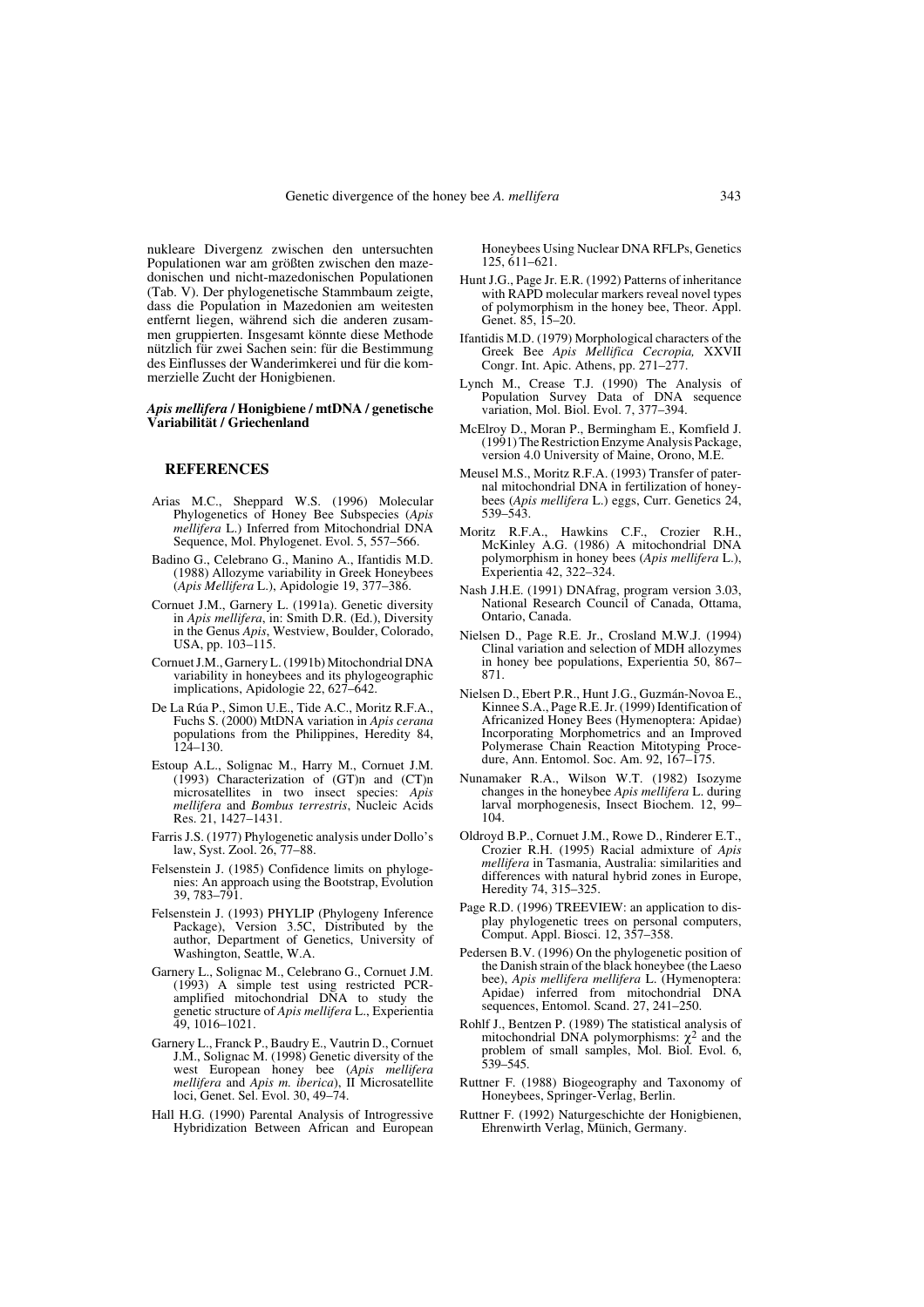nukleare Divergenz zwischen den untersuchten Populationen war am größten zwischen den mazedonischen und nicht-mazedonischen Populationen (Tab. V). Der phylogenetische Stammbaum zeigte, dass die Population in Mazedonien am weitesten entfernt liegen, während sich die anderen zusammen gruppierten. Insgesamt könnte diese Methode nützlich für zwei Sachen sein: für die Bestimmung des Einflusses der Wanderimkerei und für die kommerzielle Zucht der Honigbienen.

***Apis mellifera* / Honigbiene / mtDNA / genetische Variabilität / Griechenland**

## REFERENCES

Arias M.C., Sheppard W.S. (1996) Molecular Phylogenetics of Honey Bee Subspecies (*Apis mellifera* L.) Inferred from Mitochondrial DNA Sequence, Mol. Phylogenet. Evol. 5, 557–566.

Badino G., Celebrano G., Manino A., Ifantidis M.D. (1988) Allozyme variability in Greek Honeybees (*Apis Mellifera* L.), Apidologie 19, 377–386.

Cornuet J.M., Garnery L. (1991a). Genetic diversity in *Apis mellifera*, in: Smith D.R. (Ed.), Diversity in the Genus *Apis*, Westview, Boulder, Colorado, USA, pp. 103–115.

Cornuet J.M., Garnery L. (1991b) Mitochondrial DNA variability in honeybees and its phylogeographic implications, Apidologie 22, 627–642.

De La Rúa P., Simon U.E., Tide A.C., Moritz R.F.A., Fuchs S. (2000) MtDNA variation in *Apis cerana* populations from the Philippines, Heredity 84, 124–130.

Estoup A.L., Solignac M., Harry M., Cornuet J.M. (1993) Characterization of (GT)n and (CT)n microsatellites in two insect species: *Apis mellifera* and *Bombus terrestris*, Nucleic Acids Res. 21, 1427–1431.

Farris J.S. (1977) Phylogenetic analysis under Dollo's law, Syst. Zool. 26, 77–88.

Felsenstein J. (1985) Confidence limits on phylogenies: An approach using the Bootstrap, Evolution 39, 783–791.

Felsenstein J. (1993) PHYLIP (Phylogeny Inference Package), Version 3.5C, Distributed by the author, Department of Genetics, University of Washington, Seattle, W.A.

Garnery L., Solignac M., Celebrano G., Cornuet J.M. (1993) A simple test using restricted PCR-amplified mitochondrial DNA to study the genetic structure of *Apis mellifera* L., Experientia 49, 1016–1021.

Garnery L., Franck P., Baudry E., Vautrin D., Cornuet J.M., Solignac M. (1998) Genetic diversity of the west European honey bee (*Apis mellifera mellifera* and *Apis m. iberica*), II Microsatellite loci, Genet. Sel. Evol. 30, 49–74.

Hall H.G. (1990) Parental Analysis of Introgressive Hybridization Between African and European Honeybees Using Nuclear DNA RFLPs, Genetics 125, 611–621.

Hunt J.G., Page Jr. E.R. (1992) Patterns of inheritance with RAPD molecular markers reveal novel types of polymorphism in the honey bee, Theor. Appl. Genet. 85, 15–20.

Ifantidis M.D. (1979) Morphological characters of the Greek Bee *Apis Mellifica Cecropia,* XXVII Congr. Int. Apic. Athens, pp. 271–277.

Lynch M., Crease T.J. (1990) The Analysis of Population Survey Data of DNA sequence variation, Mol. Biol. Evol. 7, 377–394.

McElroy D., Moran P., Bermingham E., Komfield J. (1991) The Restriction Enzyme Analysis Package, version 4.0 University of Maine, Orono, M.E.

Meusel M.S., Moritz R.F.A. (1993) Transfer of paternal mitochondrial DNA in fertilization of honeybees (*Apis mellifera* L.) eggs, Curr. Genetics 24, 539–543.

Moritz R.F.A., Hawkins C.F., Crozier R.H., McKinley A.G. (1986) A mitochondrial DNA polymorphism in honey bees (*Apis mellifera* L.), Experientia 42, 322–324.

Nash J.H.E. (1991) DNAfrag, program version 3.03, National Research Council of Canada, Ottama, Ontario, Canada.

Nielsen D., Page R.E. Jr., Crosland M.W.J. (1994) Clinal variation and selection of MDH allozymes in honey bee populations, Experientia 50, 867–871.

Nielsen D., Ebert P.R., Hunt J.G., Guzmán-Novoa E., Kinnee S.A., Page R.E. Jr. (1999) Identification of Africanized Honey Bees (Hymenoptera: Apidae) Incorporating Morphometrics and an Improved Polymerase Chain Reaction Mitotyping Procedure, Ann. Entomol. Soc. Am. 92, 167–175.

Nunamaker R.A., Wilson W.T. (1982) Isozyme changes in the honeybee *Apis mellifera* L. during larval morphogenesis, Insect Biochem. 12, 99–104.

Oldroyd B.P., Cornuet J.M., Rowe D., Rinderer E.T., Crozier R.H. (1995) Racial admixture of *Apis mellifera* in Tasmania, Australia: similarities and differences with natural hybrid zones in Europe, Heredity 74, 315–325.

Page R.D. (1996) TREEVIEW: an application to display phylogenetic trees on personal computers, Comput. Appl. Biosci. 12, 357–358.

Pedersen B.V. (1996) On the phylogenetic position of the Danish strain of the black honeybee (the Laeso bee), *Apis mellifera mellifera* L. (Hymenoptera: Apidae) inferred from mitochondrial DNA sequences, Entomol. Scand. 27, 241–250.

Rohlf J., Bentzen P. (1989) The statistical analysis of mitochondrial DNA polymorphisms: $\chi^2$ and the problem of small samples, Mol. Biol. Evol. 6, 539–545.

Ruttner F. (1988) Biogeography and Taxonomy of Honeybees, Springer-Verlag, Berlin.

Ruttner F. (1992) Naturgeschichte der Honigbienen, Ehrenwirth Verlag, Münich, Germany.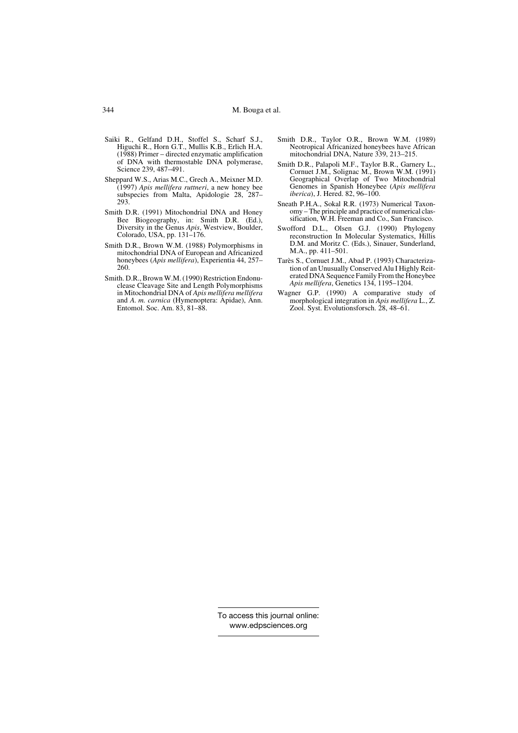Saiki R., Gelfand D.H., Stoffel S., Scharf S.J., Higuchi R., Horn G.T., Mullis K.B., Erlich H.A. (1988) Primer – directed enzymatic amplification of DNA with thermostable DNA polymerase, Science 239, 487–491.

Sheppard W.S., Arias M.C., Grech A., Meixner M.D. (1997) *Apis mellifera ruttneri*, a new honey bee subspecies from Malta, Apidologie 28, 287–293.

Smith D.R. (1991) Mitochondrial DNA and Honey Bee Biogeography, in: Smith D.R. (Ed.), Diversity in the Genus *Apis*, Westview, Boulder, Colorado, USA, pp. 131–176.

Smith D.R., Brown W.M. (1988) Polymorphisms in mitochondrial DNA of European and Africanized honeybees (*Apis mellifera*), Experientia 44, 257–260.

Smith. D.R., Brown W.M. (1990) Restriction Endonuclease Cleavage Site and Length Polymorphisms in Mitochondrial DNA of *Apis mellifera mellifera* and *A. m. carnica* (Hymenoptera: Apidae), Ann. Entomol. Soc. Am. 83, 81–88.

Smith D.R., Taylor O.R., Brown W.M. (1989) Neotropical Africanized honeybees have African mitochondrial DNA, Nature 339, 213–215.

Smith D.R., Palapoli M.F., Taylor B.R., Garnery L., Cornuet J.M., Solignac M., Brown W.M. (1991) Geographical Overlap of Two Mitochondrial Genomes in Spanish Honeybee (*Apis mellifera iberica*), J. Hered. 82, 96–100.

Sneath P.H.A., Sokal R.R. (1973) Numerical Taxonomy – The principle and practice of numerical classification, W.H. Freeman and Co., San Francisco.

Swofford D.L., Olsen G.J. (1990) Phylogeny reconstruction In Molecular Systematics, Hillis D.M. and Moritz C. (Eds.), Sinauer, Sunderland, M.A., pp. 411–501.

Tarès S., Cornuet J.M., Abad P. (1993) Characterization of an Unusually Conserved Alu I Highly Reiterated DNA Sequence Family From the Honeybee *Apis mellifera*, Genetics 134, 1195–1204.

Wagner G.P. (1990) A comparative study of morphological integration in *Apis mellifera* L., Z. Zool. Syst. Evolutionsforsch. 28, 48–61.

To access this journal online:
www.edpsciences.org